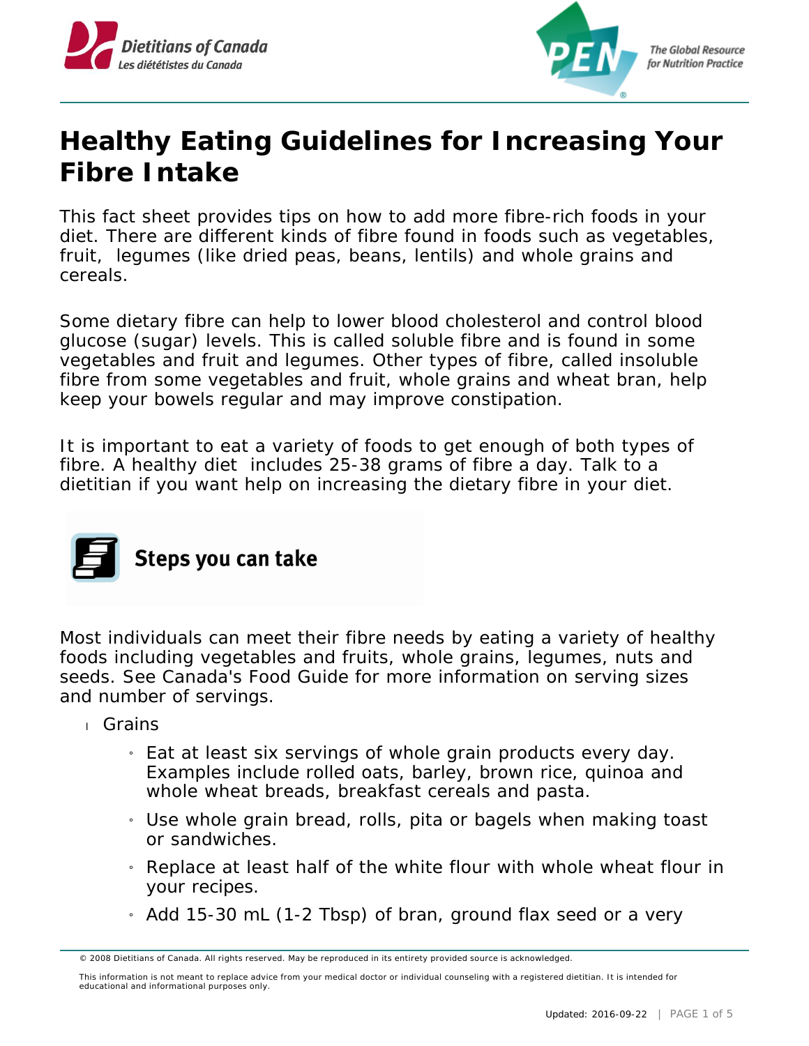# Healthy Eating Guidelines for Increasing Your Fibre Intake

This fact sheet provides tips on how to add more fibre-rich foods in your diet. There are different kinds of fibre found in foods such as vegetables, fruit, legumes (like dried peas, beans, lentils) and whole grains and cereals.

Some dietary fibre can help to lower blood cholesterol and control blood glucose (sugar) levels. This is called soluble fibre and is found in some vegetables and fruit and legumes. Other types of fibre, called insoluble fibre from some vegetables and fruit, whole grains and wheat bran, help keep your bowels regular and may improve constipation.

It is important to eat a variety of foods to get enough of both types of fibre. A healthy diet includes 25-38 grams of fibre a day. Talk to a dietitian if you want help on increasing the dietary fibre in your diet.

## Steps you can take

Most individuals can meet their fibre needs by eating a variety of healthy foods including vegetables and fruits, whole grains, legumes, nuts and seeds. See Canada's Food Guide for more information on serving sizes and number of servings.

- Grains
  - Eat at least six servings of whole grain products every day. Examples include rolled oats, barley, brown rice, quinoa and whole wheat breads, breakfast cereals and pasta.
  - Use whole grain bread, rolls, pita or bagels when making toast or sandwiches.
  - Replace at least half of the white flour with whole wheat flour in your recipes.
  - Add 15-30 mL (1-2 Tbsp) of bran, ground flax seed or a very

© 2008 Dietitians of Canada. All rights reserved. May be reproduced in its entirety provided source is acknowledged.

This information is not meant to replace advice from your medical doctor or individual counseling with a registered dietitian. It is intended for educational and informational purposes only.

Updated: 2016-09-22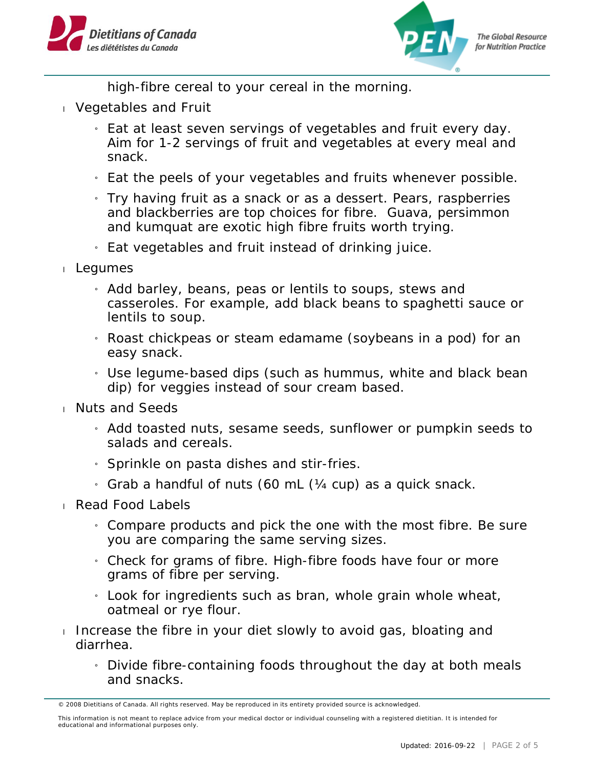high-fibre cereal to your cereal in the morning.

- Vegetables and Fruit
  - Eat at least seven servings of vegetables and fruit every day. Aim for 1-2 servings of fruit and vegetables at every meal and snack.
  - Eat the peels of your vegetables and fruits whenever possible.
  - Try having fruit as a snack or as a dessert. Pears, raspberries and blackberries are top choices for fibre. Guava, persimmon and kumquat are exotic high fibre fruits worth trying.
  - Eat vegetables and fruit instead of drinking juice.
- Legumes
  - Add barley, beans, peas or lentils to soups, stews and casseroles. For example, add black beans to spaghetti sauce or lentils to soup.
  - Roast chickpeas or steam edamame (soybeans in a pod) for an easy snack.
  - Use legume-based dips (such as hummus, white and black bean dip) for veggies instead of sour cream based.
- Nuts and Seeds
  - Add toasted nuts, sesame seeds, sunflower or pumpkin seeds to salads and cereals.
  - Sprinkle on pasta dishes and stir-fries.
  - Grab a handful of nuts (60 mL (¼ cup) as a quick snack.
- Read Food Labels
  - Compare products and pick the one with the most fibre. Be sure you are comparing the same serving sizes.
  - Check for grams of fibre. High-fibre foods have four or more grams of fibre per serving.
  - Look for ingredients such as bran, whole grain whole wheat, oatmeal or rye flour.
- Increase the fibre in your diet slowly to avoid gas, bloating and diarrhea.
  - Divide fibre-containing foods throughout the day at both meals and snacks.

© 2008 Dietitians of Canada. All rights reserved. May be reproduced in its entirety provided source is acknowledged.

This information is not meant to replace advice from your medical doctor or individual counseling with a registered dietitian. It is intended for educational and informational purposes only.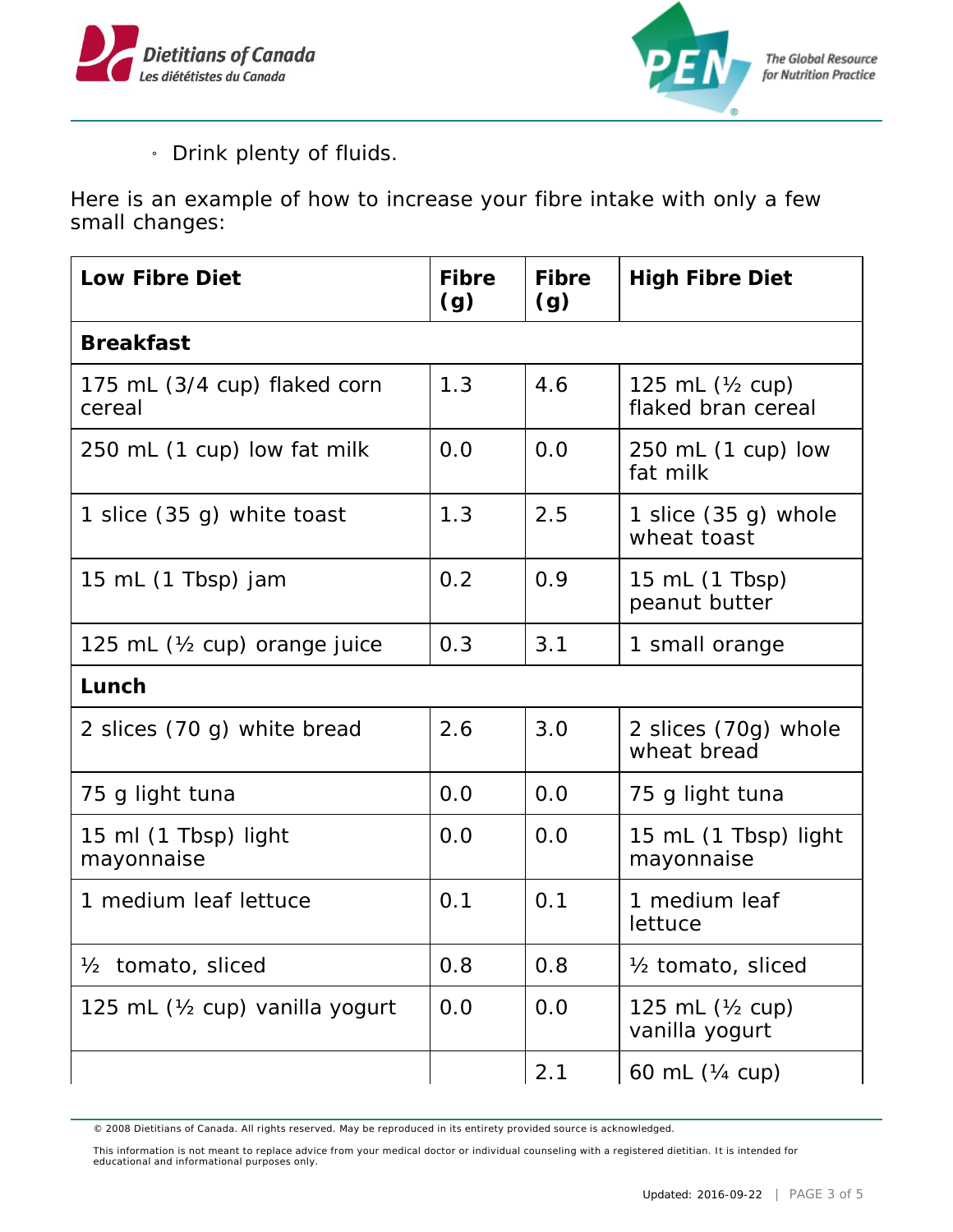- Drink plenty of fluids.

Here is an example of how to increase your fibre intake with only a few small changes:

| Low Fibre Diet | Fibre (g) | Fibre (g) | High Fibre Diet |
|---|---|---|---|
| **Breakfast** | | | |
| 175 mL (3/4 cup) flaked corn cereal | 1.3 | 4.6 | 125 mL (½ cup) flaked bran cereal |
| 250 mL (1 cup) low fat milk | 0.0 | 0.0 | 250 mL (1 cup) low fat milk |
| 1 slice (35 g) white toast | 1.3 | 2.5 | 1 slice (35 g) whole wheat toast |
| 15 mL (1 Tbsp) jam | 0.2 | 0.9 | 15 mL (1 Tbsp) peanut butter |
| 125 mL (½ cup) orange juice | 0.3 | 3.1 | 1 small orange |
| **Lunch** | | | |
| 2 slices (70 g) white bread | 2.6 | 3.0 | 2 slices (70g) whole wheat bread |
| 75 g light tuna | 0.0 | 0.0 | 75 g light tuna |
| 15 ml (1 Tbsp) light mayonnaise | 0.0 | 0.0 | 15 mL (1 Tbsp) light mayonnaise |
| 1 medium leaf lettuce | 0.1 | 0.1 | 1 medium leaf lettuce |
| ½ tomato, sliced | 0.8 | 0.8 | ½ tomato, sliced |
| 125 mL (½ cup) vanilla yogurt | 0.0 | 0.0 | 125 mL (½ cup) vanilla yogurt |
| | | 2.1 | 60 mL (¼ cup) |

© 2008 Dietitians of Canada. All rights reserved. May be reproduced in its entirety provided source is acknowledged.

This information is not meant to replace advice from your medical doctor or individual counseling with a registered dietitian. It is intended for educational and informational purposes only.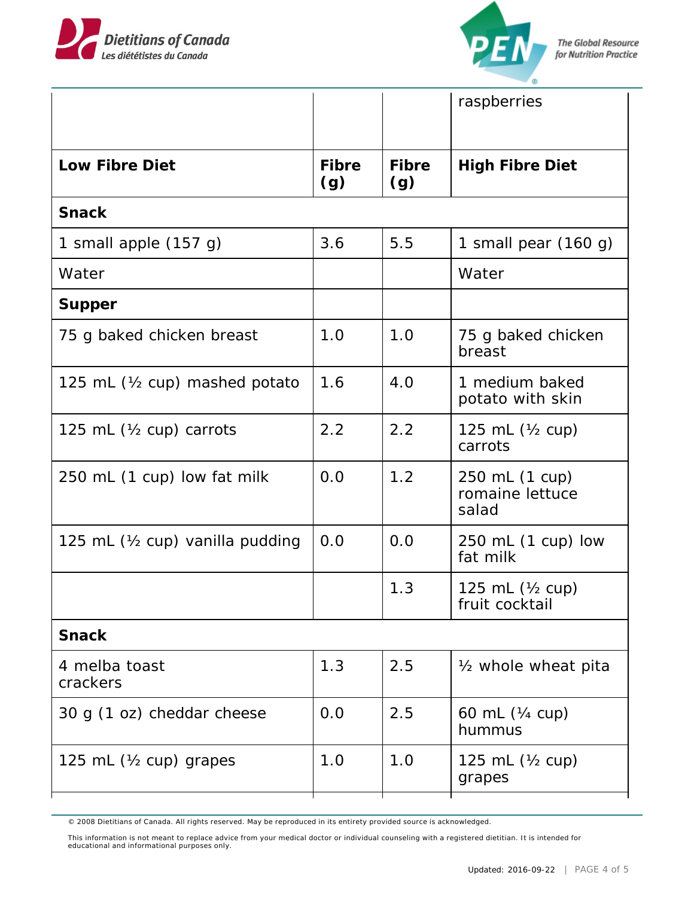| | | | raspberries |
|---|---|---|---|
| **Low Fibre Diet** | **Fibre (g)** | **Fibre (g)** | **High Fibre Diet** |
| **Snack** | | | |
| 1 small apple (157 g) | 3.6 | 5.5 | 1 small pear (160 g) |
| Water | | | Water |
| **Supper** | | | |
| 75 g baked chicken breast | 1.0 | 1.0 | 75 g baked chicken breast |
| 125 mL (½ cup) mashed potato | 1.6 | 4.0 | 1 medium baked potato with skin |
| 125 mL (½ cup) carrots | 2.2 | 2.2 | 125 mL (½ cup) carrots |
| 250 mL (1 cup) low fat milk | 0.0 | 1.2 | 250 mL (1 cup) romaine lettuce salad |
| 125 mL (½ cup) vanilla pudding | 0.0 | 0.0 | 250 mL (1 cup) low fat milk |
| | | 1.3 | 125 mL (½ cup) fruit cocktail |
| **Snack** | | | |
| 4 melba toast crackers | 1.3 | 2.5 | ½ whole wheat pita |
| 30 g (1 oz) cheddar cheese | 0.0 | 2.5 | 60 mL (¼ cup) hummus |
| 125 mL (½ cup) grapes | 1.0 | 1.0 | 125 mL (½ cup) grapes |

© 2008 Dietitians of Canada. All rights reserved. May be reproduced in its entirety provided source is acknowledged.

This information is not meant to replace advice from your medical doctor or individual counseling with a registered dietitian. It is intended for educational and informational purposes only.

Updated: 2016-09-22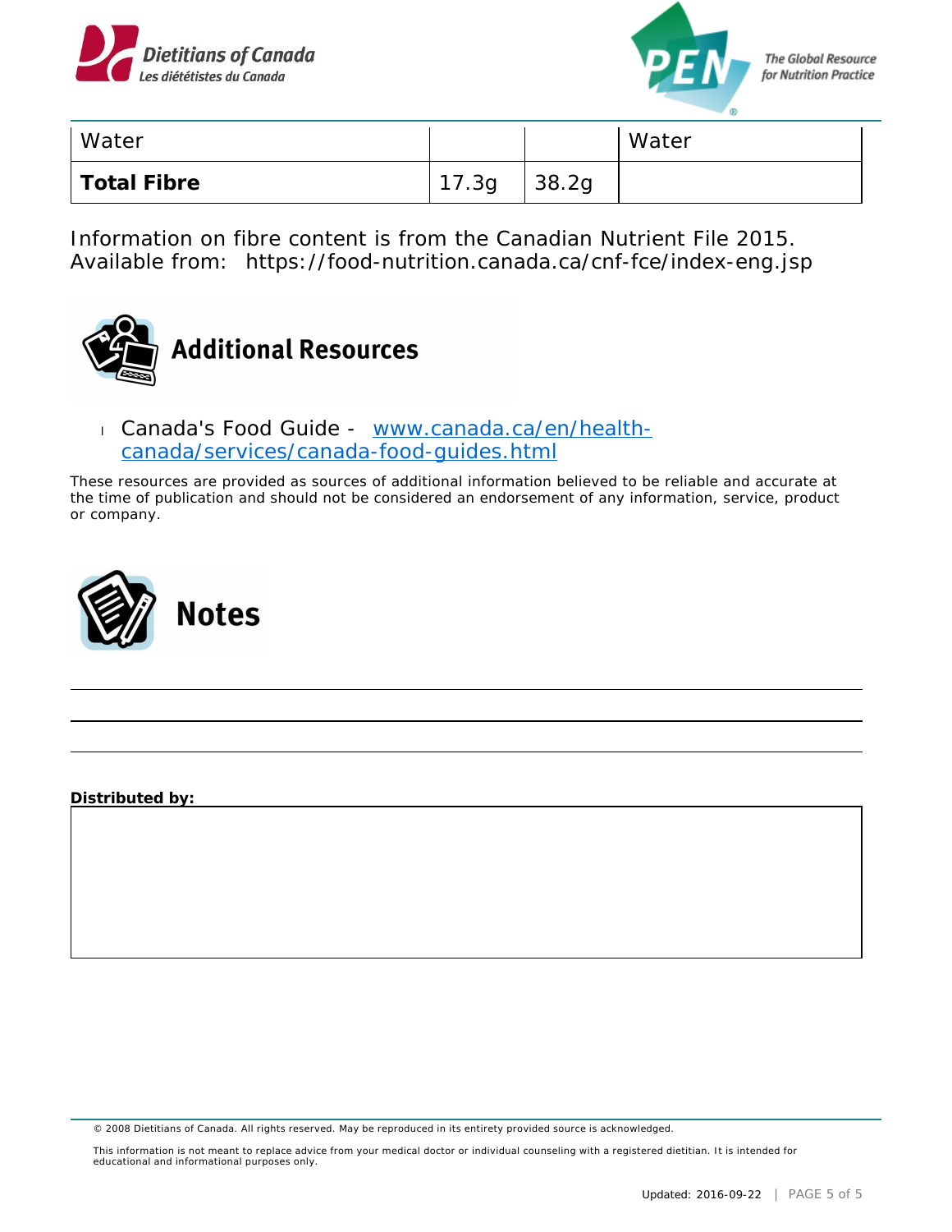| | | | |
|---|---|---|---|
| Water | | | Water |
| **Total Fibre** | 17.3g | 38.2g | |

Information on fibre content is from the Canadian Nutrient File 2015. Available from: https://food-nutrition.canada.ca/cnf-fce/index-eng.jsp

## Additional Resources

- Canada's Food Guide - www.canada.ca/en/health-canada/services/canada-food-guides.html

These resources are provided as sources of additional information believed to be reliable and accurate at the time of publication and should not be considered an endorsement of any information, service, product or company.

## Notes

**Distributed by:**

© 2008 Dietitians of Canada. All rights reserved. May be reproduced in its entirety provided source is acknowledged.

This information is not meant to replace advice from your medical doctor or individual counseling with a registered dietitian. It is intended for educational and informational purposes only.

Updated: 2016-09-22